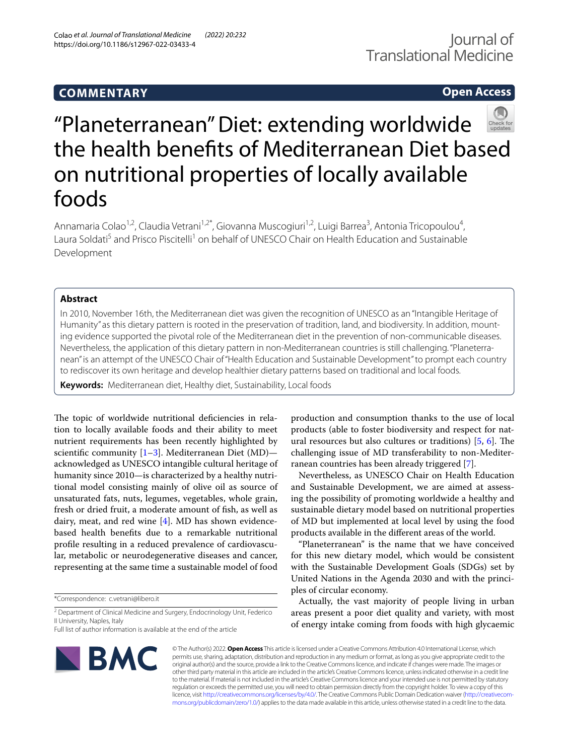COMMENTARY

Open Access

# "Planeterranean" Diet: extending worldwide the health benefits of Mediterranean Diet based on nutritional properties of locally available foods

Annamaria Colao[1,2], Claudia Vetrani[1,2*], Giovanna Muscogiuri[1,2], Luigi Barrea[3], Antonia Tricopoulou[4], Laura Soldati[5] and Prisco Piscitelli[1] on behalf of UNESCO Chair on Health Education and Sustainable Development

## Abstract

In 2010, November 16th, the Mediterranean diet was given the recognition of UNESCO as an "Intangible Heritage of Humanity" as this dietary pattern is rooted in the preservation of tradition, land, and biodiversity. In addition, mounting evidence supported the pivotal role of the Mediterranean diet in the prevention of non-communicable diseases. Nevertheless, the application of this dietary pattern in non-Mediterranean countries is still challenging. "Planeterranean" is an attempt of the UNESCO Chair of "Health Education and Sustainable Development" to prompt each country to rediscover its own heritage and develop healthier dietary patterns based on traditional and local foods.

**Keywords:** Mediterranean diet, Healthy diet, Sustainability, Local foods

The topic of worldwide nutritional deficiencies in relation to locally available foods and their ability to meet nutrient requirements has been recently highlighted by scientific community [1–3]. Mediterranean Diet (MD)—acknowledged as UNESCO intangible cultural heritage of humanity since 2010—is characterized by a healthy nutritional model consisting mainly of olive oil as source of unsaturated fats, nuts, legumes, vegetables, whole grain, fresh or dried fruit, a moderate amount of fish, as well as dairy, meat, and red wine [4]. MD has shown evidence-based health benefits due to a remarkable nutritional profile resulting in a reduced prevalence of cardiovascular, metabolic or neurodegenerative diseases and cancer, representing at the same time a sustainable model of food production and consumption thanks to the use of local products (able to foster biodiversity and respect for natural resources but also cultures or traditions) [5, 6]. The challenging issue of MD transferability to non-Mediterranean countries has been already triggered [7].

Nevertheless, as UNESCO Chair on Health Education and Sustainable Development, we are aimed at assessing the possibility of promoting worldwide a healthy and sustainable dietary model based on nutritional properties of MD but implemented at local level by using the food products available in the different areas of the world.

"Planeterranean" is the name that we have conceived for this new dietary model, which would be consistent with the Sustainable Development Goals (SDGs) set by United Nations in the Agenda 2030 and with the principles of circular economy.

Actually, the vast majority of people living in urban areas present a poor diet quality and variety, with most of energy intake coming from foods with high glycaemic

*Correspondence: c.vetrani@libero.it

[2] Department of Clinical Medicine and Surgery, Endocrinology Unit, Federico II University, Naples, Italy

Full list of author information is available at the end of the article

© The Author(s) 2022. **Open Access** This article is licensed under a Creative Commons Attribution 4.0 International License, which permits use, sharing, adaptation, distribution and reproduction in any medium or format, as long as you give appropriate credit to the original author(s) and the source, provide a link to the Creative Commons licence, and indicate if changes were made. The images or other third party material in this article are included in the article's Creative Commons licence, unless indicated otherwise in a credit line to the material. If material is not included in the article's Creative Commons licence and your intended use is not permitted by statutory regulation or exceeds the permitted use, you will need to obtain permission directly from the copyright holder. To view a copy of this licence, visit http://creativecommons.org/licenses/by/4.0/. The Creative Commons Public Domain Dedication waiver (http://creativecommons.org/publicdomain/zero/1.0/) applies to the data made available in this article, unless otherwise stated in a credit line to the data.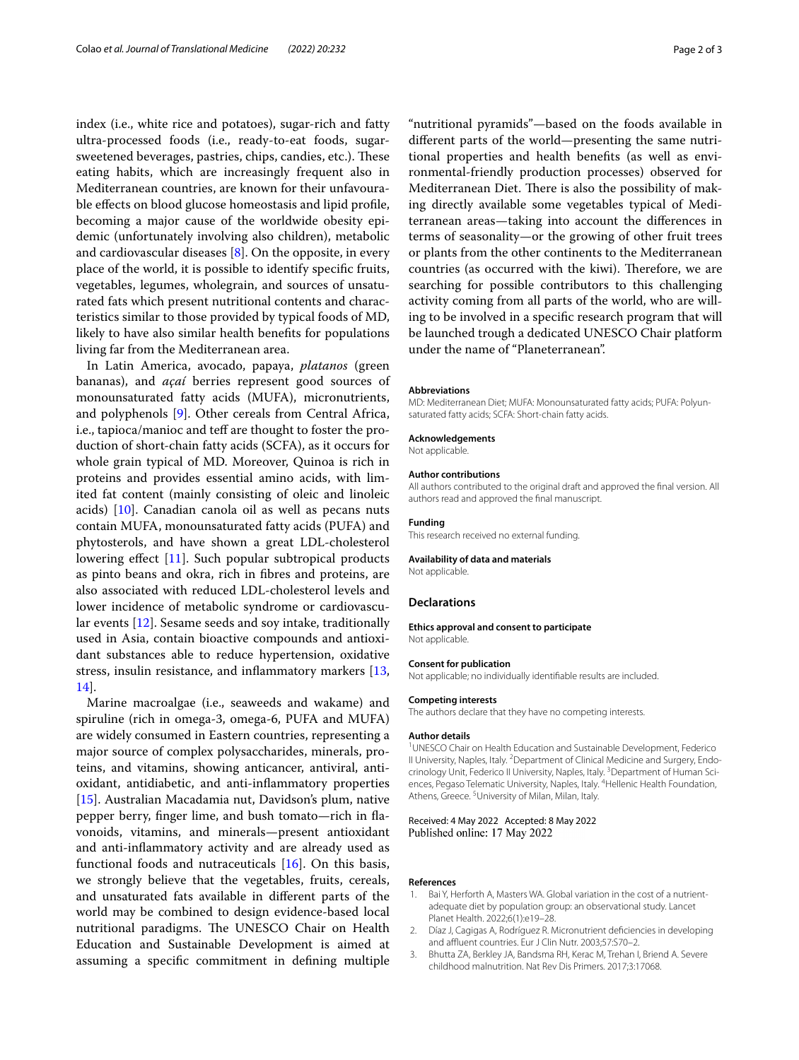index (i.e., white rice and potatoes), sugar-rich and fatty ultra-processed foods (i.e., ready-to-eat foods, sugar-sweetened beverages, pastries, chips, candies, etc.). These eating habits, which are increasingly frequent also in Mediterranean countries, are known for their unfavourable effects on blood glucose homeostasis and lipid profile, becoming a major cause of the worldwide obesity epidemic (unfortunately involving also children), metabolic and cardiovascular diseases [8]. On the opposite, in every place of the world, it is possible to identify specific fruits, vegetables, legumes, wholegrain, and sources of unsaturated fats which present nutritional contents and characteristics similar to those provided by typical foods of MD, likely to have also similar health benefits for populations living far from the Mediterranean area.

In Latin America, avocado, papaya, *platanos* (green bananas), and *açaí* berries represent good sources of monounsaturated fatty acids (MUFA), micronutrients, and polyphenols [9]. Other cereals from Central Africa, i.e., tapioca/manioc and teff are thought to foster the production of short-chain fatty acids (SCFA), as it occurs for whole grain typical of MD. Moreover, Quinoa is rich in proteins and provides essential amino acids, with limited fat content (mainly consisting of oleic and linoleic acids) [10]. Canadian canola oil as well as pecans nuts contain MUFA, monounsaturated fatty acids (PUFA) and phytosterols, and have shown a great LDL-cholesterol lowering effect [11]. Such popular subtropical products as pinto beans and okra, rich in fibres and proteins, are also associated with reduced LDL-cholesterol levels and lower incidence of metabolic syndrome or cardiovascular events [12]. Sesame seeds and soy intake, traditionally used in Asia, contain bioactive compounds and antioxidant substances able to reduce hypertension, oxidative stress, insulin resistance, and inflammatory markers [13, 14].

Marine macroalgae (i.e., seaweeds and wakame) and spiruline (rich in omega-3, omega-6, PUFA and MUFA) are widely consumed in Eastern countries, representing a major source of complex polysaccharides, minerals, proteins, and vitamins, showing anticancer, antiviral, antioxidant, antidiabetic, and anti-inflammatory properties [15]. Australian Macadamia nut, Davidson's plum, native pepper berry, finger lime, and bush tomato—rich in flavonoids, vitamins, and minerals—present antioxidant and anti-inflammatory activity and are already used as functional foods and nutraceuticals [16]. On this basis, we strongly believe that the vegetables, fruits, cereals, and unsaturated fats available in different parts of the world may be combined to design evidence-based local nutritional paradigms. The UNESCO Chair on Health Education and Sustainable Development is aimed at assuming a specific commitment in defining multiple "nutritional pyramids"—based on the foods available in different parts of the world—presenting the same nutritional properties and health benefits (as well as environmental-friendly production processes) observed for Mediterranean Diet. There is also the possibility of making directly available some vegetables typical of Mediterranean areas—taking into account the differences in terms of seasonality—or the growing of other fruit trees or plants from the other continents to the Mediterranean countries (as occurred with the kiwi). Therefore, we are searching for possible contributors to this challenging activity coming from all parts of the world, who are willing to be involved in a specific research program that will be launched trough a dedicated UNESCO Chair platform under the name of "Planeterranean".

#### Abbreviations

MD: Mediterranean Diet; MUFA: Monounsaturated fatty acids; PUFA: Polyunsaturated fatty acids; SCFA: Short-chain fatty acids.

#### Acknowledgements

Not applicable.

#### Author contributions

All authors contributed to the original draft and approved the final version. All authors read and approved the final manuscript.

#### Funding

This research received no external funding.

#### Availability of data and materials

Not applicable.

### Declarations

#### Ethics approval and consent to participate

Not applicable.

#### Consent for publication

Not applicable; no individually identifiable results are included.

#### Competing interests

The authors declare that they have no competing interests.

#### Author details

[1]UNESCO Chair on Health Education and Sustainable Development, Federico II University, Naples, Italy. [2]Department of Clinical Medicine and Surgery, Endocrinology Unit, Federico II University, Naples, Italy. [3]Department of Human Sciences, Pegaso Telematic University, Naples, Italy. [4]Hellenic Health Foundation, Athens, Greece. [5]University of Milan, Milan, Italy.

Received: 4 May 2022 Accepted: 8 May 2022
Published online: 17 May 2022

#### References

1. Bai Y, Herforth A, Masters WA. Global variation in the cost of a nutrient-adequate diet by population group: an observational study. Lancet Planet Health. 2022;6(1):e19–28.
2. Díaz J, Cagigas A, Rodríguez R. Micronutrient deficiencies in developing and affluent countries. Eur J Clin Nutr. 2003;57:S70–2.
3. Bhutta ZA, Berkley JA, Bandsma RH, Kerac M, Trehan I, Briend A. Severe childhood malnutrition. Nat Rev Dis Primers. 2017;3:17068.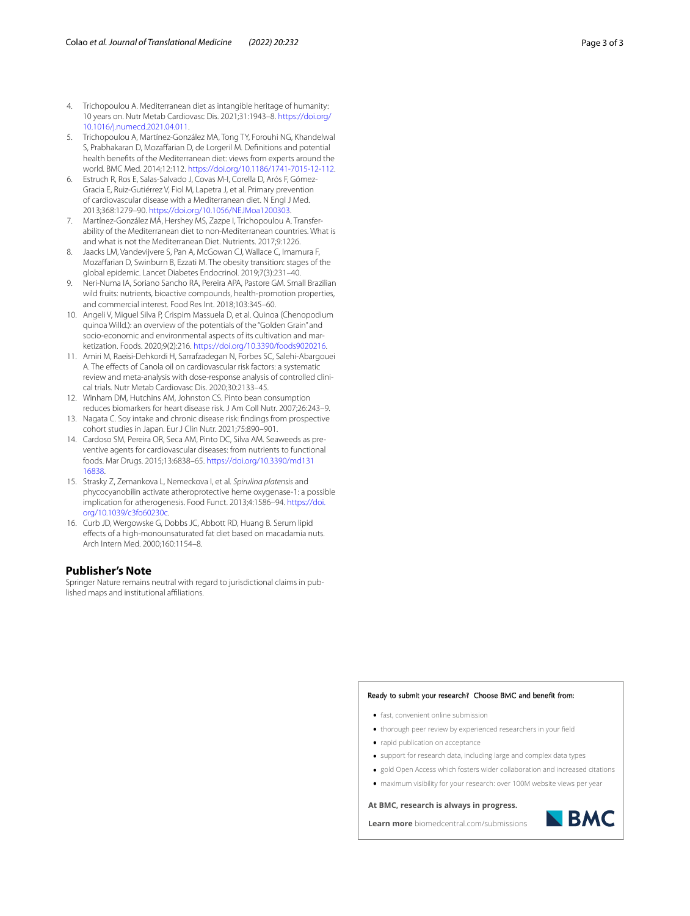4. Trichopoulou A. Mediterranean diet as intangible heritage of humanity: 10 years on. Nutr Metab Cardiovasc Dis. 2021;31:1943–8. https://doi.org/10.1016/j.numecd.2021.04.011.
5. Trichopoulou A, Martínez-González MA, Tong TY, Forouhi NG, Khandelwal S, Prabhakaran D, Mozaffarian D, de Lorgeril M. Definitions and potential health benefits of the Mediterranean diet: views from experts around the world. BMC Med. 2014;12:112. https://doi.org/10.1186/1741-7015-12-112.
6. Estruch R, Ros E, Salas-Salvado J, Covas M-I, Corella D, Arós F, Gómez-Gracia E, Ruiz-Gutiérrez V, Fiol M, Lapetra J, et al. Primary prevention of cardiovascular disease with a Mediterranean diet. N Engl J Med. 2013;368:1279–90. https://doi.org/10.1056/NEJMoa1200303.
7. Martínez-González MÁ, Hershey MS, Zazpe I, Trichopoulou A. Transferability of the Mediterranean diet to non-Mediterranean countries. What is and what is not the Mediterranean Diet. Nutrients. 2017;9:1226.
8. Jaacks LM, Vandevijvere S, Pan A, McGowan CJ, Wallace C, Imamura F, Mozaffarian D, Swinburn B, Ezzati M. The obesity transition: stages of the global epidemic. Lancet Diabetes Endocrinol. 2019;7(3):231–40.
9. Neri-Numa IA, Soriano Sancho RA, Pereira APA, Pastore GM. Small Brazilian wild fruits: nutrients, bioactive compounds, health-promotion properties, and commercial interest. Food Res Int. 2018;103:345–60.
10. Angeli V, Miguel Silva P, Crispim Massuela D, et al. Quinoa (Chenopodium quinoa Willd.): an overview of the potentials of the "Golden Grain" and socio-economic and environmental aspects of its cultivation and marketization. Foods. 2020;9(2):216. https://doi.org/10.3390/foods9020216.
11. Amiri M, Raeisi-Dehkordi H, Sarrafzadegan N, Forbes SC, Salehi-Abargouei A. The effects of Canola oil on cardiovascular risk factors: a systematic review and meta-analysis with dose-response analysis of controlled clinical trials. Nutr Metab Cardiovasc Dis. 2020;30:2133–45.
12. Winham DM, Hutchins AM, Johnston CS. Pinto bean consumption reduces biomarkers for heart disease risk. J Am Coll Nutr. 2007;26:243–9.
13. Nagata C. Soy intake and chronic disease risk: findings from prospective cohort studies in Japan. Eur J Clin Nutr. 2021;75:890–901.
14. Cardoso SM, Pereira OR, Seca AM, Pinto DC, Silva AM. Seaweeds as preventive agents for cardiovascular diseases: from nutrients to functional foods. Mar Drugs. 2015;13:6838–65. https://doi.org/10.3390/md13116838.
15. Strasky Z, Zemankova L, Nemeckova I, et al. *Spirulina platensis* and phycocyanobilin activate atheroprotective heme oxygenase-1: a possible implication for atherogenesis. Food Funct. 2013;4:1586–94. https://doi.org/10.1039/c3fo60230c.
16. Curb JD, Wergowske G, Dobbs JC, Abbott RD, Huang B. Serum lipid effects of a high-monounsaturated fat diet based on macadamia nuts. Arch Intern Med. 2000;160:1154–8.

## Publisher's Note

Springer Nature remains neutral with regard to jurisdictional claims in published maps and institutional affiliations.

Ready to submit your research? Choose BMC and benefit from:

- fast, convenient online submission
- thorough peer review by experienced researchers in your field
- rapid publication on acceptance
- support for research data, including large and complex data types
- gold Open Access which fosters wider collaboration and increased citations
- maximum visibility for your research: over 100M website views per year

**At BMC, research is always in progress.**

**Learn more** biomedcentral.com/submissions

BMC